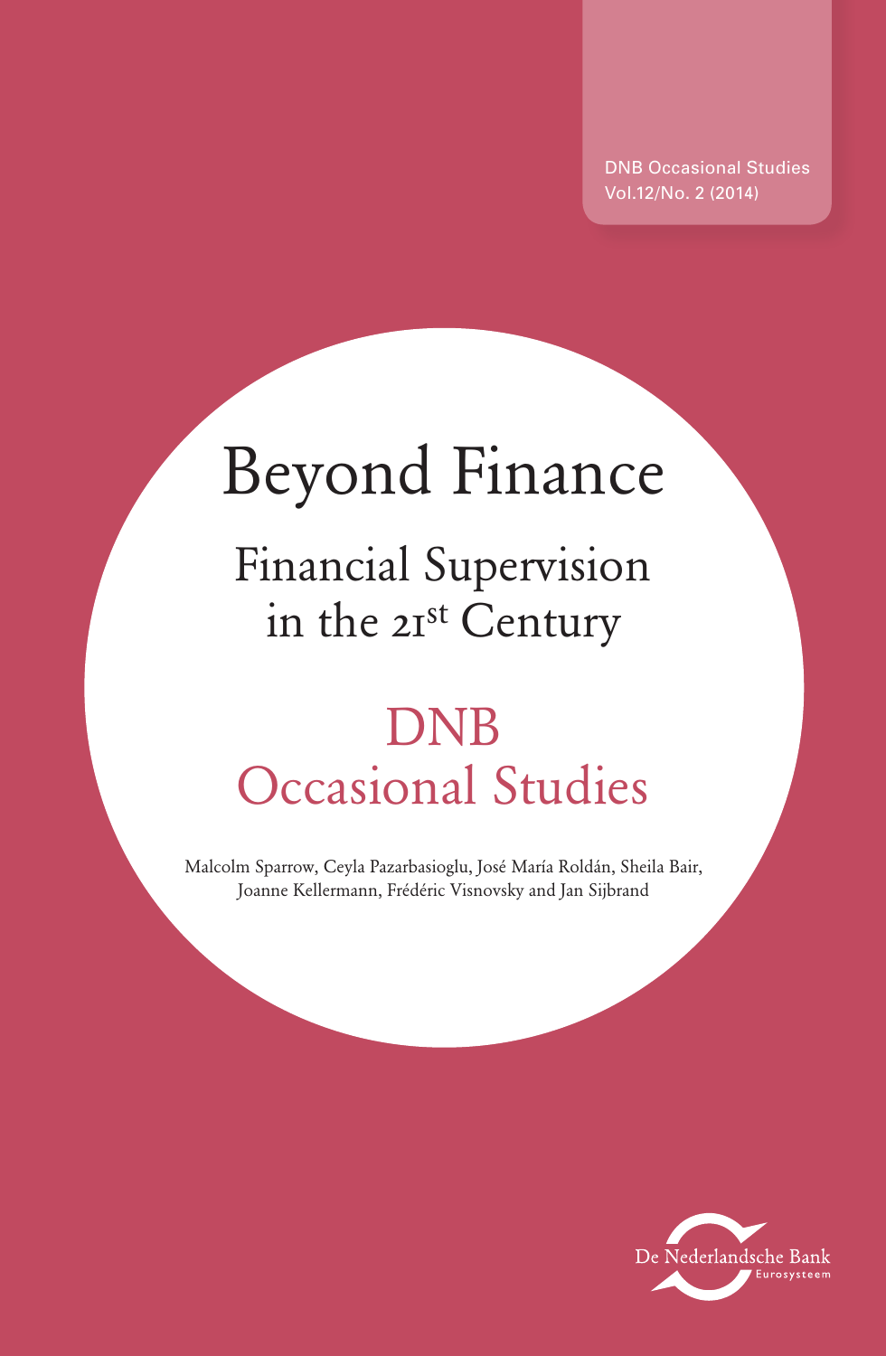DNB Occasional Studies
Vol.12/No. 2 (2014)

# Beyond Finance

## Financial Supervision in the 21st Century

## DNB Occasional Studies

Malcolm Sparrow, Ceyla Pazarbasioglu, José María Roldán, Sheila Bair, Joanne Kellermann, Frédéric Visnovsky and Jan Sijbrand

De Nederlandsche Bank
Eurosysteem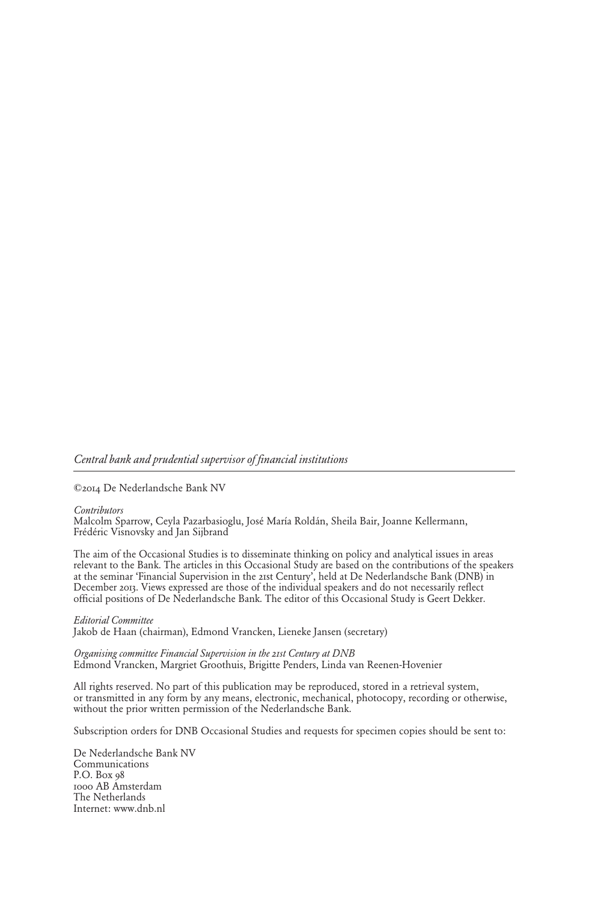*Central bank and prudential supervisor of financial institutions*

---

©2014 De Nederlandsche Bank NV

*Contributors*
Malcolm Sparrow, Ceyla Pazarbasioglu, José María Roldán, Sheila Bair, Joanne Kellermann, Frédéric Visnovsky and Jan Sijbrand

The aim of the Occasional Studies is to disseminate thinking on policy and analytical issues in areas relevant to the Bank. The articles in this Occasional Study are based on the contributions of the speakers at the seminar 'Financial Supervision in the 21st Century', held at De Nederlandsche Bank (DNB) in December 2013. Views expressed are those of the individual speakers and do not necessarily reflect official positions of De Nederlandsche Bank. The editor of this Occasional Study is Geert Dekker.

*Editorial Committee*
Jakob de Haan (chairman), Edmond Vrancken, Lieneke Jansen (secretary)

*Organising committee Financial Supervision in the 21st Century at DNB*
Edmond Vrancken, Margriet Groothuis, Brigitte Penders, Linda van Reenen-Hovenier

All rights reserved. No part of this publication may be reproduced, stored in a retrieval system, or transmitted in any form by any means, electronic, mechanical, photocopy, recording or otherwise, without the prior written permission of the Nederlandsche Bank.

Subscription orders for DNB Occasional Studies and requests for specimen copies should be sent to:

De Nederlandsche Bank NV
Communications
P.O. Box 98
1000 AB Amsterdam
The Netherlands
Internet: www.dnb.nl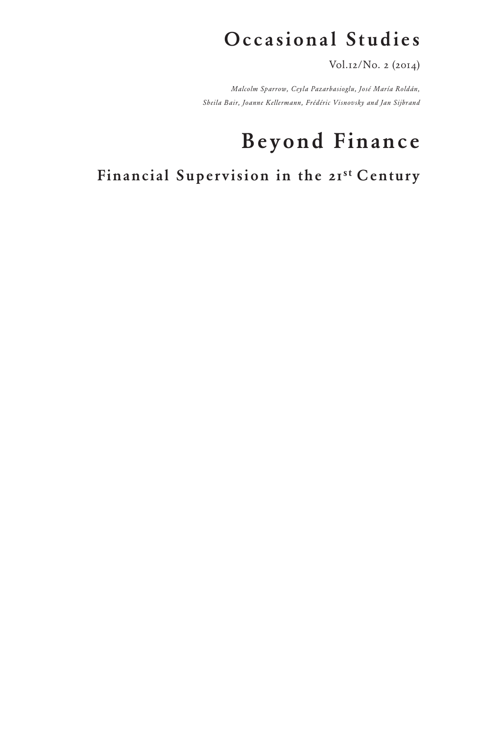# Occasional Studies

Vol.12/No. 2 (2014)

*Malcolm Sparrow, Ceyla Pazarbasioglu, José María Roldán, Sheila Bair, Joanne Kellermann, Frédéric Visnovsky and Jan Sijbrand*

# Beyond Finance

## Financial Supervision in the 21st Century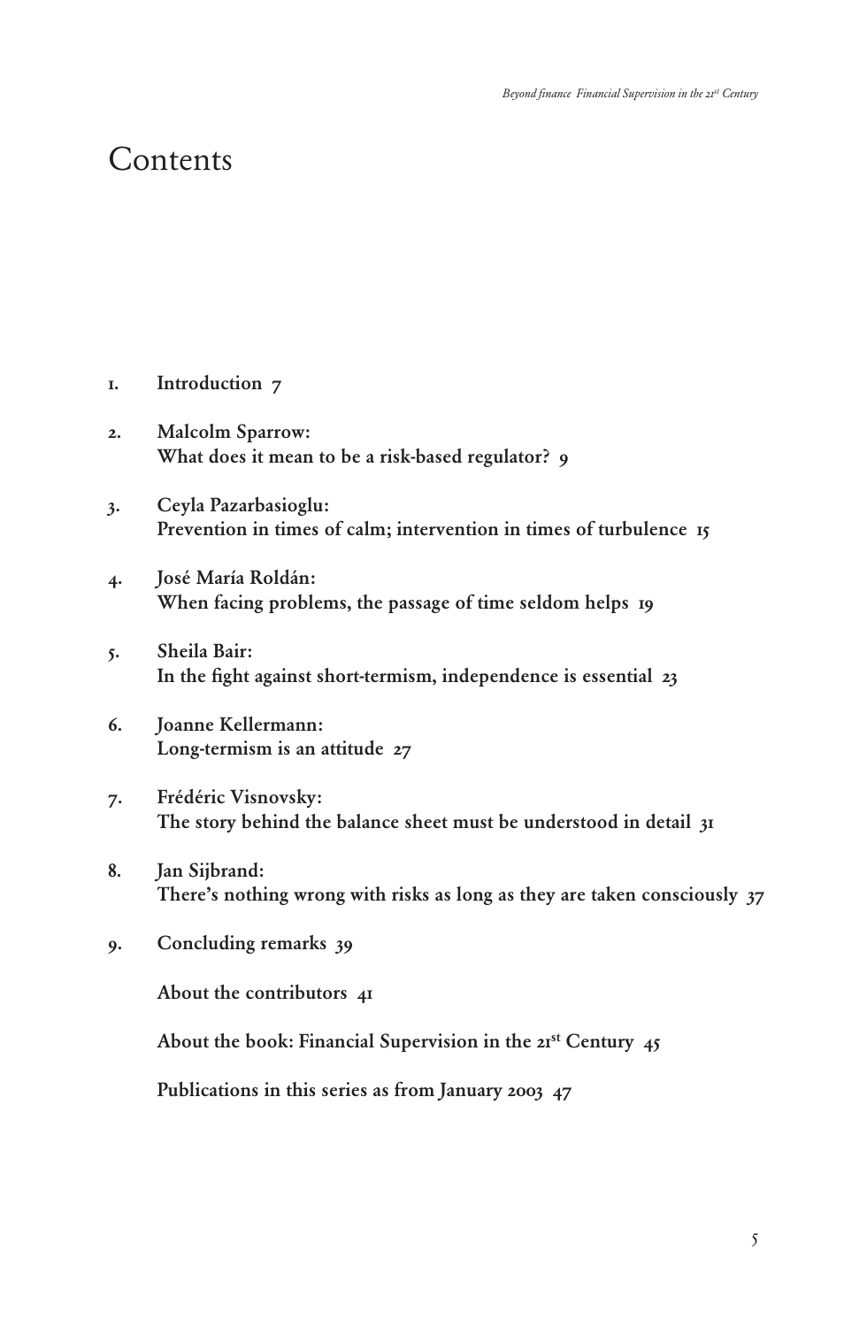# Contents

1. **Introduction 7**

2. **Malcolm Sparrow:**
   **What does it mean to be a risk-based regulator? 9**

3. **Ceyla Pazarbasioglu:**
   **Prevention in times of calm; intervention in times of turbulence 15**

4. **José María Roldán:**
   **When facing problems, the passage of time seldom helps 19**

5. **Sheila Bair:**
   **In the fight against short-termism, independence is essential 23**

6. **Joanne Kellermann:**
   **Long-termism is an attitude 27**

7. **Frédéric Visnovsky:**
   **The story behind the balance sheet must be understood in detail 31**

8. **Jan Sijbrand:**
   **There's nothing wrong with risks as long as they are taken consciously 37**

9. **Concluding remarks 39**

**About the contributors 41**

**About the book: Financial Supervision in the 21st Century 45**

**Publications in this series as from January 2003 47**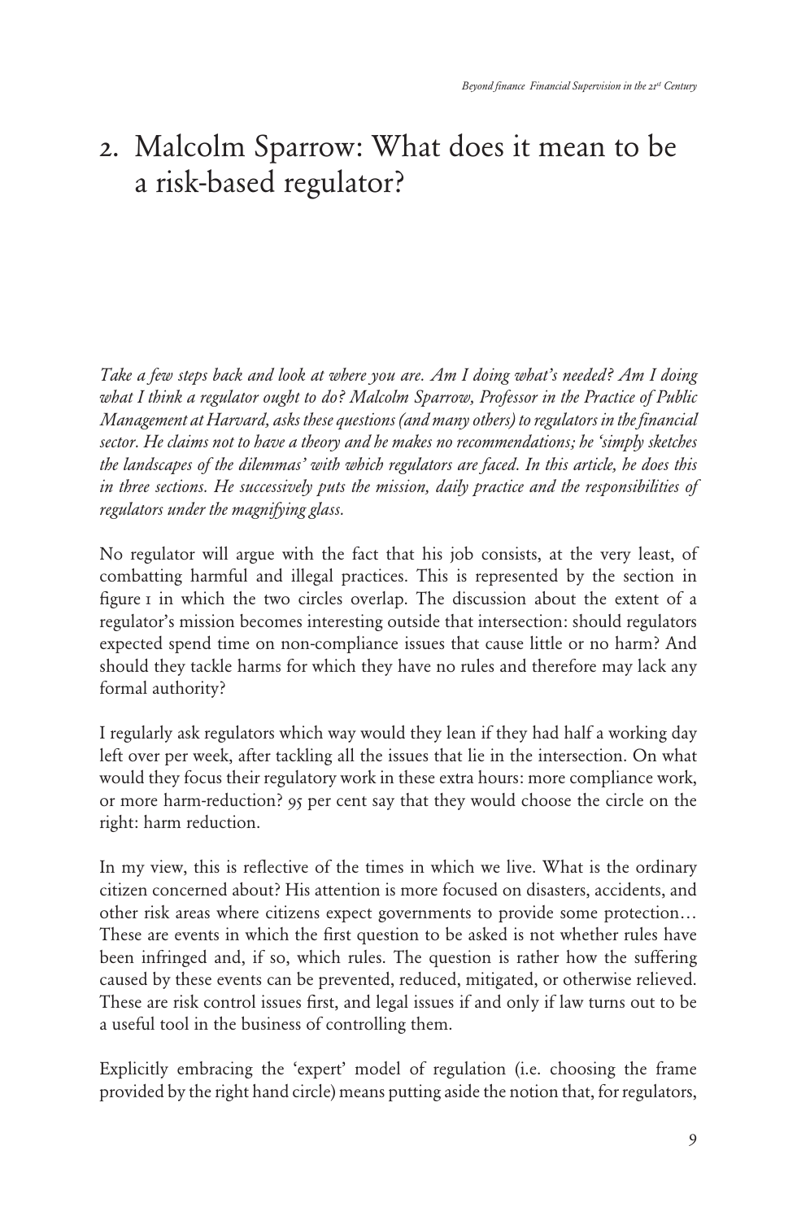# 2. Malcolm Sparrow: What does it mean to be a risk-based regulator?

*Take a few steps back and look at where you are. Am I doing what's needed? Am I doing what I think a regulator ought to do? Malcolm Sparrow, Professor in the Practice of Public Management at Harvard, asks these questions (and many others) to regulators in the financial sector. He claims not to have a theory and he makes no recommendations; he 'simply sketches the landscapes of the dilemmas' with which regulators are faced. In this article, he does this in three sections. He successively puts the mission, daily practice and the responsibilities of regulators under the magnifying glass.*

No regulator will argue with the fact that his job consists, at the very least, of combatting harmful and illegal practices. This is represented by the section in figure 1 in which the two circles overlap. The discussion about the extent of a regulator's mission becomes interesting outside that intersection: should regulators expected spend time on non-compliance issues that cause little or no harm? And should they tackle harms for which they have no rules and therefore may lack any formal authority?

I regularly ask regulators which way would they lean if they had half a working day left over per week, after tackling all the issues that lie in the intersection. On what would they focus their regulatory work in these extra hours: more compliance work, or more harm-reduction? 95 per cent say that they would choose the circle on the right: harm reduction.

In my view, this is reflective of the times in which we live. What is the ordinary citizen concerned about? His attention is more focused on disasters, accidents, and other risk areas where citizens expect governments to provide some protection… These are events in which the first question to be asked is not whether rules have been infringed and, if so, which rules. The question is rather how the suffering caused by these events can be prevented, reduced, mitigated, or otherwise relieved. These are risk control issues first, and legal issues if and only if law turns out to be a useful tool in the business of controlling them.

Explicitly embracing the 'expert' model of regulation (i.e. choosing the frame provided by the right hand circle) means putting aside the notion that, for regulators,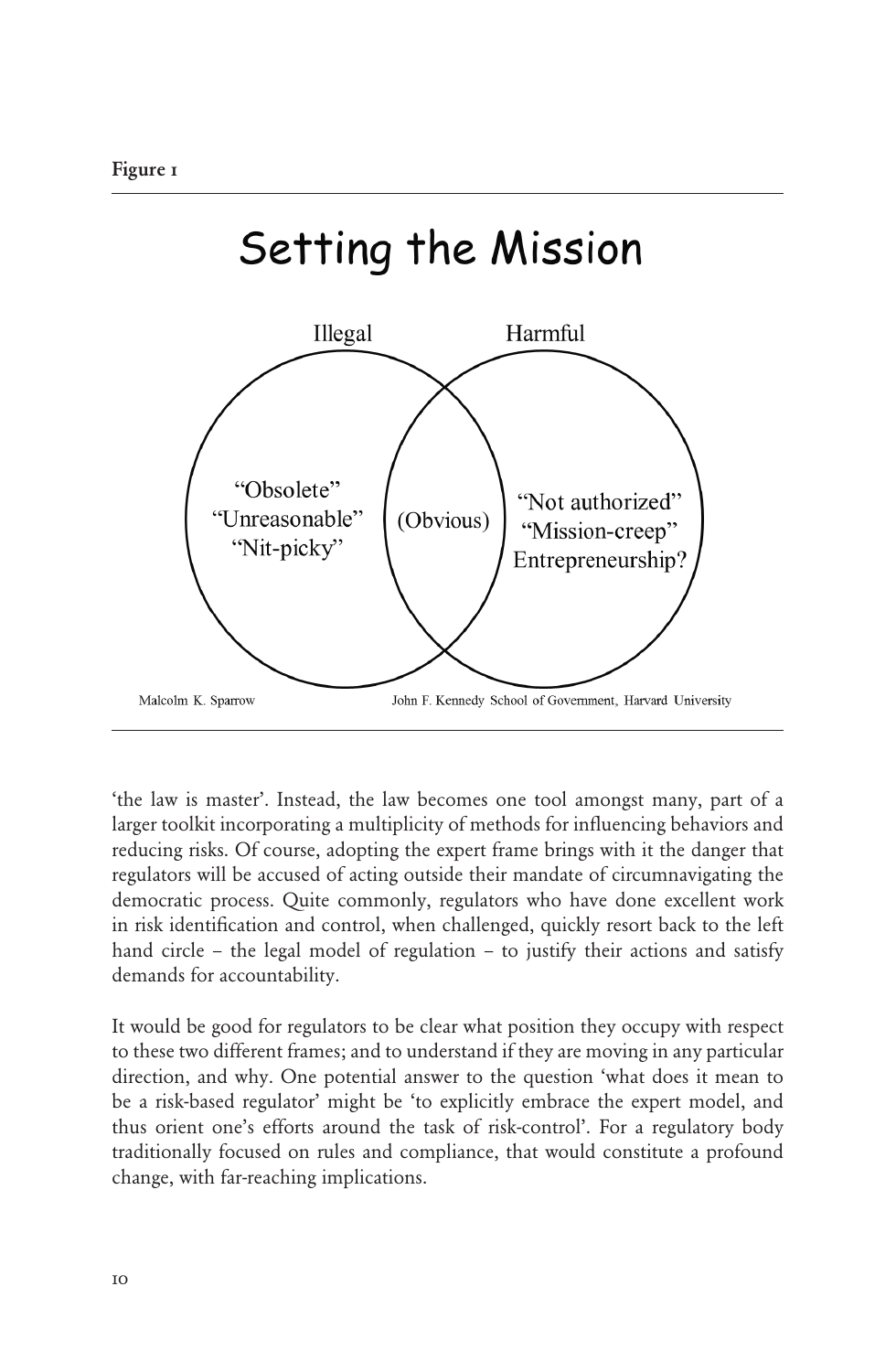**Figure 1**

# Setting the Mission

Illegal | Harmful

"Obsolete"
"Unreasonable"
"Nit-picky"

(Obvious)

"Not authorized"
"Mission-creep"
Entrepreneurship?

Malcolm K. Sparrow — John F. Kennedy School of Government, Harvard University

'the law is master'. Instead, the law becomes one tool amongst many, part of a larger toolkit incorporating a multiplicity of methods for influencing behaviors and reducing risks. Of course, adopting the expert frame brings with it the danger that regulators will be accused of acting outside their mandate of circumnavigating the democratic process. Quite commonly, regulators who have done excellent work in risk identification and control, when challenged, quickly resort back to the left hand circle – the legal model of regulation – to justify their actions and satisfy demands for accountability.

It would be good for regulators to be clear what position they occupy with respect to these two different frames; and to understand if they are moving in any particular direction, and why. One potential answer to the question 'what does it mean to be a risk-based regulator' might be 'to explicitly embrace the expert model, and thus orient one's efforts around the task of risk-control'. For a regulatory body traditionally focused on rules and compliance, that would constitute a profound change, with far-reaching implications.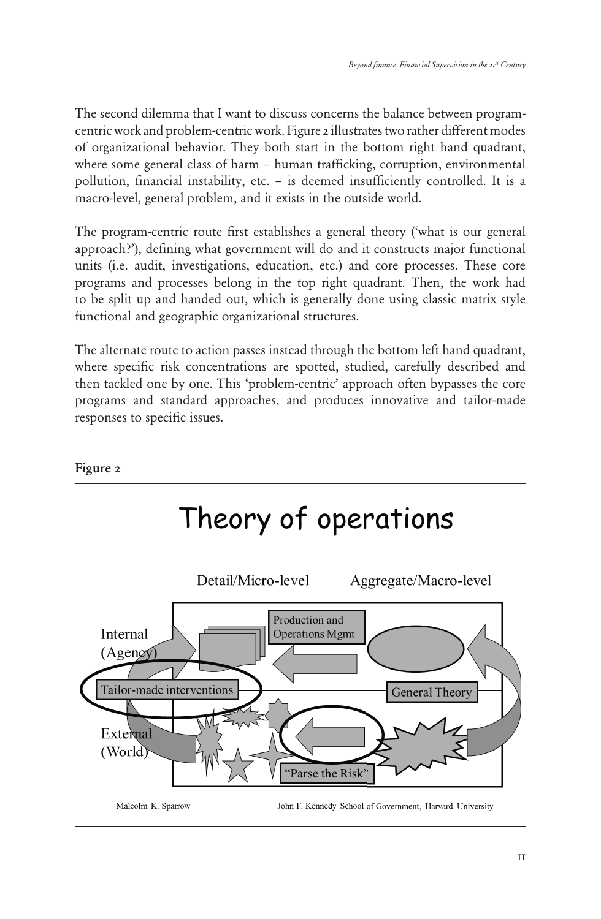The second dilemma that I want to discuss concerns the balance between program-centric work and problem-centric work. Figure 2 illustrates two rather different modes of organizational behavior. They both start in the bottom right hand quadrant, where some general class of harm – human trafficking, corruption, environmental pollution, financial instability, etc. – is deemed insufficiently controlled. It is a macro-level, general problem, and it exists in the outside world.

The program-centric route first establishes a general theory ('what is our general approach?'), defining what government will do and it constructs major functional units (i.e. audit, investigations, education, etc.) and core processes. These core programs and processes belong in the top right quadrant. Then, the work had to be split up and handed out, which is generally done using classic matrix style functional and geographic organizational structures.

The alternate route to action passes instead through the bottom left hand quadrant, where specific risk concentrations are spotted, studied, carefully described and then tackled one by one. This 'problem-centric' approach often bypasses the core programs and standard approaches, and produces innovative and tailor-made responses to specific issues.

**Figure 2**

Theory of operations

Detail/Micro-level | Aggregate/Macro-level

Internal (Agency)

External (World)

Production and Operations Mgmt

Tailor-made interventions

General Theory

"Parse the Risk"

Malcolm K. Sparrow — John F. Kennedy School of Government, Harvard University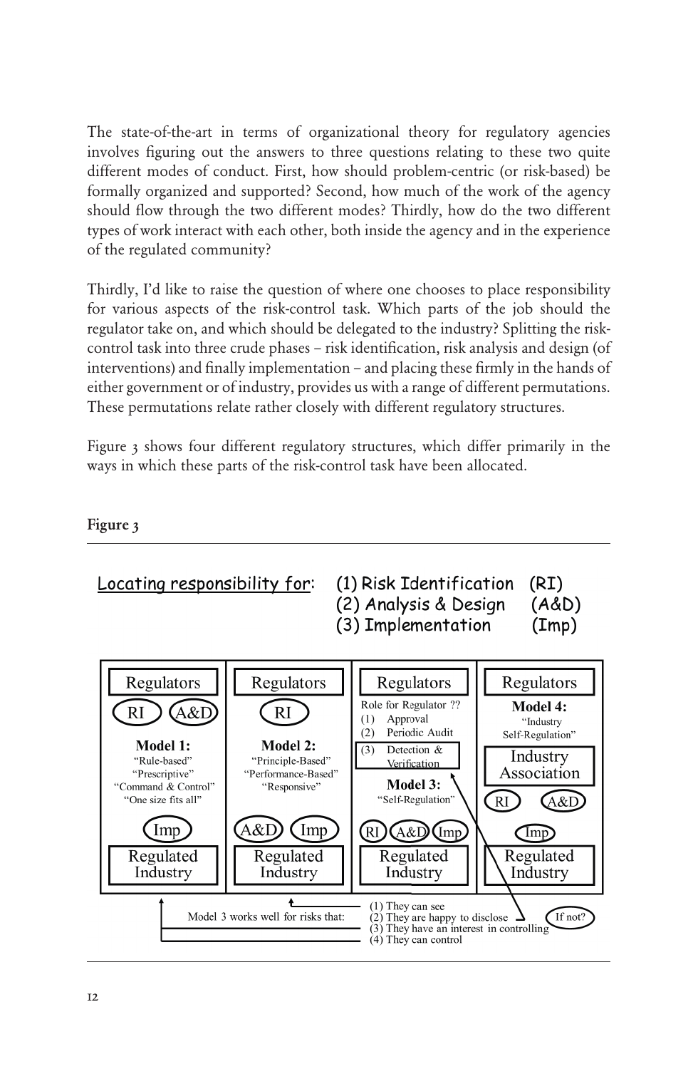The state-of-the-art in terms of organizational theory for regulatory agencies involves figuring out the answers to three questions relating to these two quite different modes of conduct. First, how should problem-centric (or risk-based) be formally organized and supported? Second, how much of the work of the agency should flow through the two different modes? Thirdly, how do the two different types of work interact with each other, both inside the agency and in the experience of the regulated community?

Thirdly, I'd like to raise the question of where one chooses to place responsibility for various aspects of the risk-control task. Which parts of the job should the regulator take on, and which should be delegated to the industry? Splitting the risk-control task into three crude phases – risk identification, risk analysis and design (of interventions) and finally implementation – and placing these firmly in the hands of either government or of industry, provides us with a range of different permutations. These permutations relate rather closely with different regulatory structures.

Figure 3 shows four different regulatory structures, which differ primarily in the ways in which these parts of the risk-control task have been allocated.

**Figure 3**

Locating responsibility for: (1) Risk Identification (RI) (2) Analysis & Design (A&D) (3) Implementation (Imp)

| Model 1 | Model 2 | Model 3 | Model 4 |
|---|---|---|---|
| Regulators | Regulators | Regulators | Regulators |
| RI, A&D | RI | Role for Regulator ?? (1) Approval (2) Periodic Audit (3) Detection & Verification | Industry Association: RI, A&D |
| **Model 1:** "Rule-based" "Prescriptive" "Command & Control" "One size fits all" | **Model 2:** "Principle-Based" "Performance-Based" "Responsive" | **Model 3:** "Self-Regulation" | **Model 4:** "Industry Self-Regulation" |
| Imp | A&D, Imp | RI, A&D, Imp | Imp |
| Regulated Industry | Regulated Industry | Regulated Industry | Regulated Industry |

Model 3 works well for risks that: (1) They can see (2) They are happy to disclose (3) They have an interest in controlling (4) They can control

If not?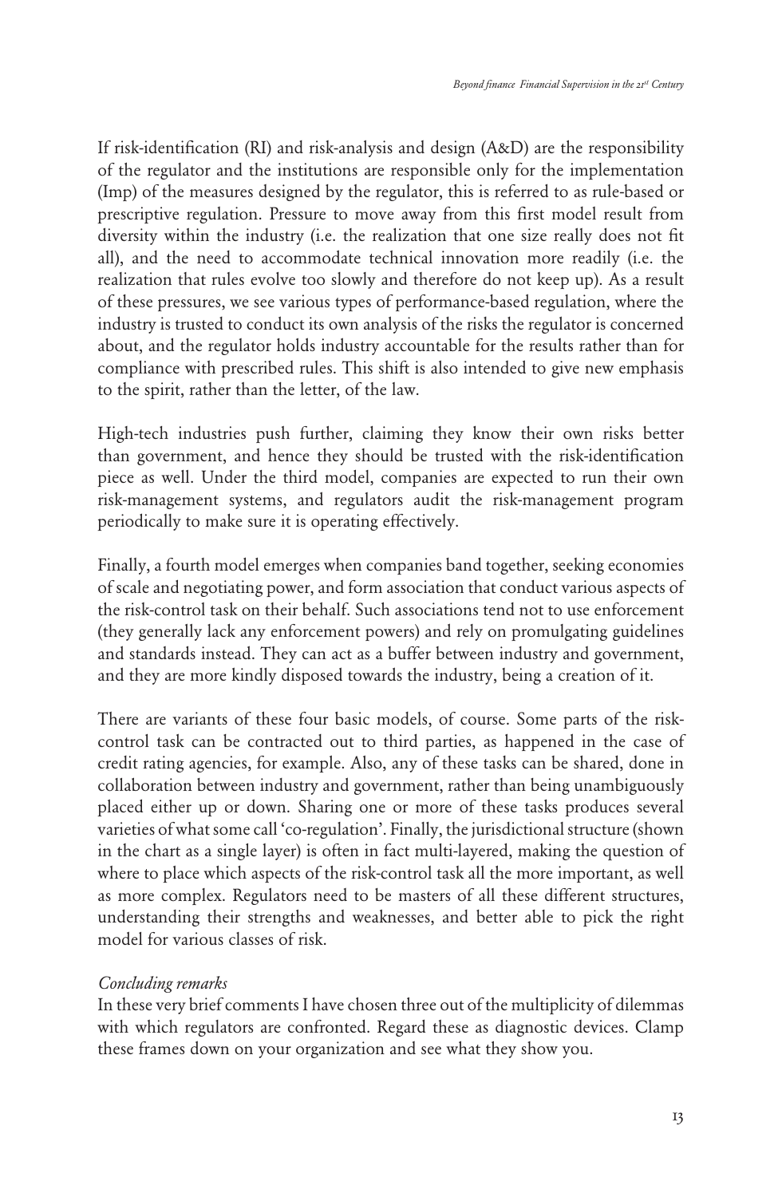If risk-identification (RI) and risk-analysis and design (A&D) are the responsibility of the regulator and the institutions are responsible only for the implementation (Imp) of the measures designed by the regulator, this is referred to as rule-based or prescriptive regulation. Pressure to move away from this first model result from diversity within the industry (i.e. the realization that one size really does not fit all), and the need to accommodate technical innovation more readily (i.e. the realization that rules evolve too slowly and therefore do not keep up). As a result of these pressures, we see various types of performance-based regulation, where the industry is trusted to conduct its own analysis of the risks the regulator is concerned about, and the regulator holds industry accountable for the results rather than for compliance with prescribed rules. This shift is also intended to give new emphasis to the spirit, rather than the letter, of the law.

High-tech industries push further, claiming they know their own risks better than government, and hence they should be trusted with the risk-identification piece as well. Under the third model, companies are expected to run their own risk-management systems, and regulators audit the risk-management program periodically to make sure it is operating effectively.

Finally, a fourth model emerges when companies band together, seeking economies of scale and negotiating power, and form association that conduct various aspects of the risk-control task on their behalf. Such associations tend not to use enforcement (they generally lack any enforcement powers) and rely on promulgating guidelines and standards instead. They can act as a buffer between industry and government, and they are more kindly disposed towards the industry, being a creation of it.

There are variants of these four basic models, of course. Some parts of the risk-control task can be contracted out to third parties, as happened in the case of credit rating agencies, for example. Also, any of these tasks can be shared, done in collaboration between industry and government, rather than being unambiguously placed either up or down. Sharing one or more of these tasks produces several varieties of what some call 'co-regulation'. Finally, the jurisdictional structure (shown in the chart as a single layer) is often in fact multi-layered, making the question of where to place which aspects of the risk-control task all the more important, as well as more complex. Regulators need to be masters of all these different structures, understanding their strengths and weaknesses, and better able to pick the right model for various classes of risk.

*Concluding remarks*

In these very brief comments I have chosen three out of the multiplicity of dilemmas with which regulators are confronted. Regard these as diagnostic devices. Clamp these frames down on your organization and see what they show you.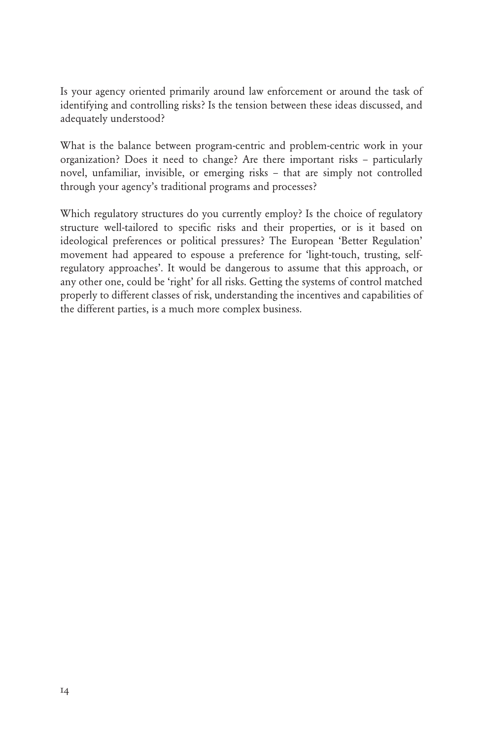Is your agency oriented primarily around law enforcement or around the task of identifying and controlling risks? Is the tension between these ideas discussed, and adequately understood?

What is the balance between program-centric and problem-centric work in your organization? Does it need to change? Are there important risks – particularly novel, unfamiliar, invisible, or emerging risks – that are simply not controlled through your agency's traditional programs and processes?

Which regulatory structures do you currently employ? Is the choice of regulatory structure well-tailored to specific risks and their properties, or is it based on ideological preferences or political pressures? The European 'Better Regulation' movement had appeared to espouse a preference for 'light-touch, trusting, self-regulatory approaches'. It would be dangerous to assume that this approach, or any other one, could be 'right' for all risks. Getting the systems of control matched properly to different classes of risk, understanding the incentives and capabilities of the different parties, is a much more complex business.